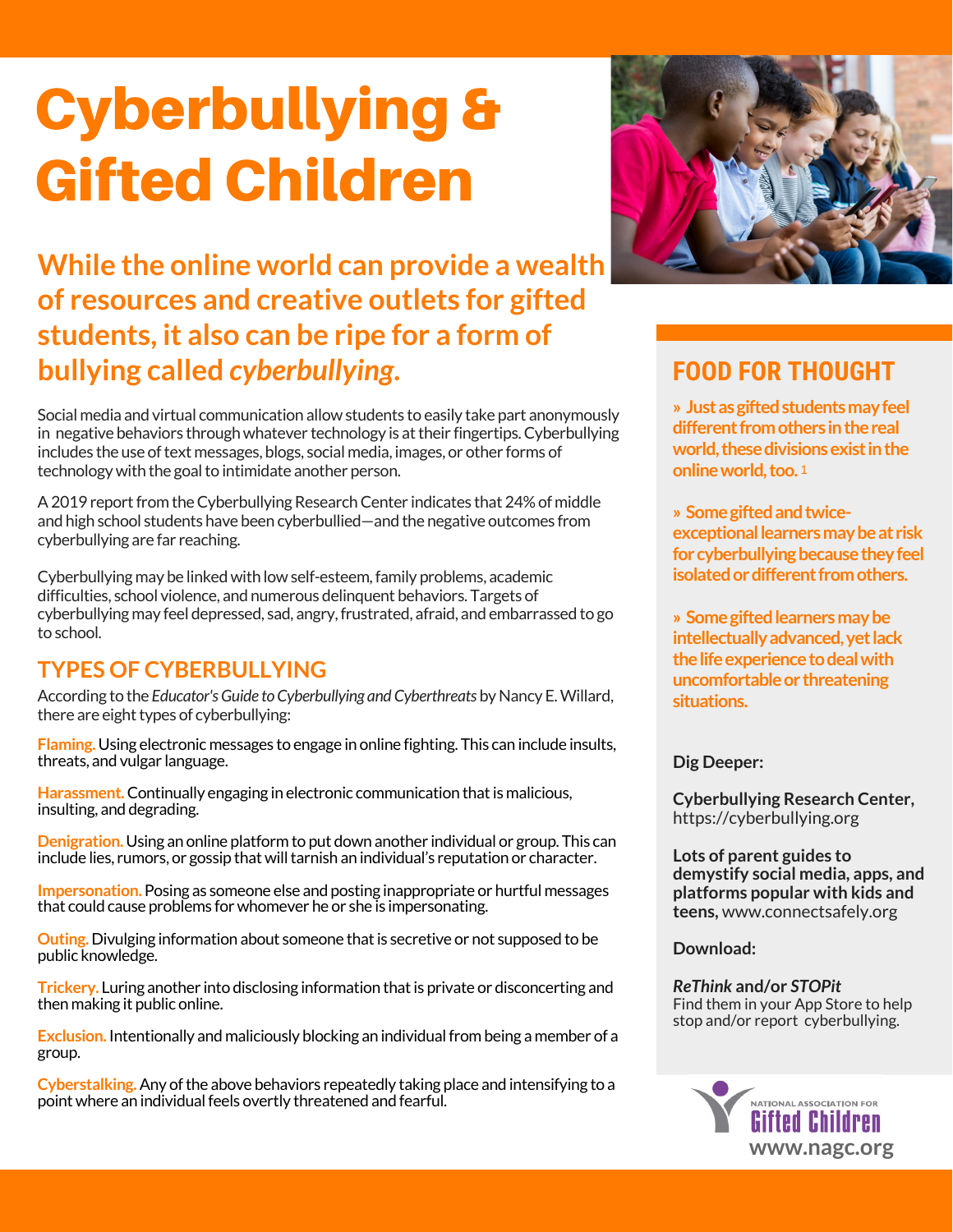# Cyberbullying & Gifted Children

## While the online world can provide a wealth of resources and creative outlets for gifted students, it also can be ripe for a form of bullying called *cyberbullying*.

Social media and virtual communication allow students to easily take part anonymously in negative behaviors through whatever technology is at their fingertips. Cyberbullying includes the use of text messages, blogs, social media, images, or other forms of technology with the goal to intimidate another person.

A 2019 report from the Cyberbullying Research Center indicates that 24% of middle and high school students have been cyberbullied—and the negative outcomes from cyberbullying are far reaching.

Cyberbullying may be linked with low self-esteem, family problems, academic difficulties, school violence, and numerous delinquent behaviors. Targets of cyberbullying may feel depressed, sad, angry, frustrated, afraid, and embarrassed to go to school.

## TYPES OF CYBERBULLYING

According to the *Educator's Guide to Cyberbullying and Cyberthreats* by Nancy E. Willard, there are eight types of cyberbullying:

**Flaming.** Using electronic messages to engage in online fighting. This can include insults, threats, and vulgar language.

**Harassment.** Continually engaging in electronic communication that is malicious, insulting, and degrading.

**Denigration.** Using an online platform to put down another individual or group. This can include lies, rumors, or gossip that will tarnish an individual's reputation or character.

**Impersonation.** Posing as someone else and posting inappropriate or hurtful messages that could cause problems for whomever he or she is impersonating.

**Outing.** Divulging information about someone that is secretive or not supposed to be public knowledge.

**Trickery.** Luring another into disclosing information that is private or disconcerting and then making it public online.

**Exclusion.** Intentionally and maliciously blocking an individual from being a member of a group.

**Cyberstalking.** Any of the above behaviors repeatedly taking place and intensifying to a point where an individual feels overtly threatened and fearful.

## FOOD FOR THOUGHT

**» Just as gifted students may feel different from others in the real world, these divisions exist in the online world, too.** [1]

**» Some gifted and twice-exceptional learners may be at risk for cyberbullying because they feel isolated or different from others.**

**» Some gifted learners may be intellectually advanced, yet lack the life experience to deal with uncomfortable or threatening situations.**

**Dig Deeper:**

**Cyberbullying Research Center,** https://cyberbullying.org

**Lots of parent guides to demystify social media, apps, and platforms popular with kids and teens,** www.connectsafely.org

**Download:**

***ReThink* and/or *STOPit***
Find them in your App Store to help stop and/or report cyberbullying.

National Association for Gifted Children
www.nagc.org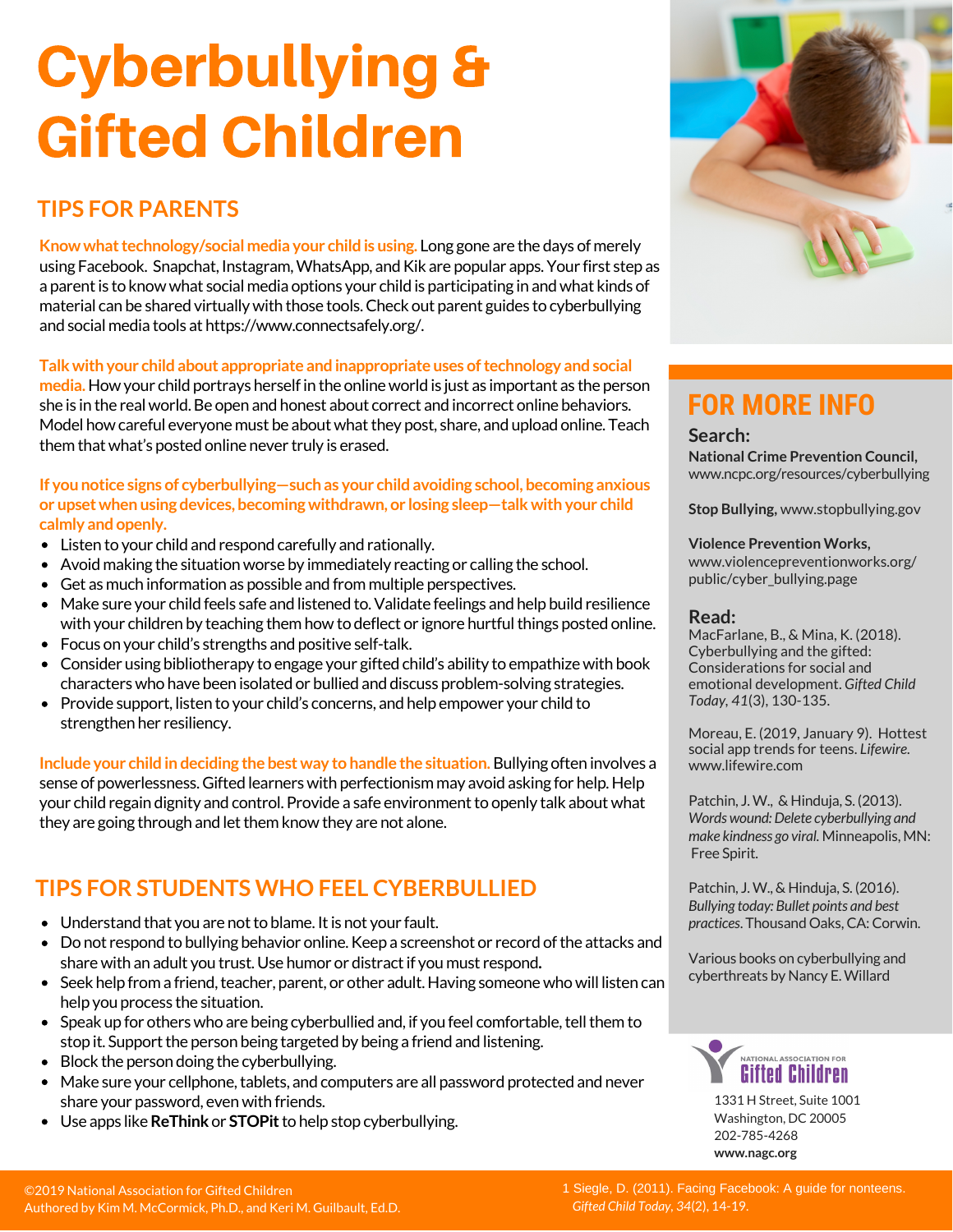# Cyberbullying & Gifted Children

## TIPS FOR PARENTS

**Know what technology/social media your child is using.** Long gone are the days of merely using Facebook. Snapchat, Instagram, WhatsApp, and Kik are popular apps. Your first step as a parent is to know what social media options your child is participating in and what kinds of material can be shared virtually with those tools. Check out parent guides to cyberbullying and social media tools at https://www.connectsafely.org/.

**Talk with your child about appropriate and inappropriate uses of technology and social media.** How your child portrays herself in the online world is just as important as the person she is in the real world. Be open and honest about correct and incorrect online behaviors. Model how careful everyone must be about what they post, share, and upload online. Teach them that what's posted online never truly is erased.

**If you notice signs of cyberbullying—such as your child avoiding school, becoming anxious or upset when using devices, becoming withdrawn, or losing sleep—talk with your child calmly and openly.**

- Listen to your child and respond carefully and rationally.
- Avoid making the situation worse by immediately reacting or calling the school.
- Get as much information as possible and from multiple perspectives.
- Make sure your child feels safe and listened to. Validate feelings and help build resilience with your children by teaching them how to deflect or ignore hurtful things posted online.
- Focus on your child's strengths and positive self-talk.
- Consider using bibliotherapy to engage your gifted child's ability to empathize with book characters who have been isolated or bullied and discuss problem-solving strategies.
- Provide support, listen to your child's concerns, and help empower your child to strengthen her resiliency.

**Include your child in deciding the best way to handle the situation.** Bullying often involves a sense of powerlessness. Gifted learners with perfectionism may avoid asking for help. Help your child regain dignity and control. Provide a safe environment to openly talk about what they are going through and let them know they are not alone.

## TIPS FOR STUDENTS WHO FEEL CYBERBULLIED

- Understand that you are not to blame. It is not your fault.
- Do not respond to bullying behavior online. Keep a screenshot or record of the attacks and share with an adult you trust. Use humor or distract if you must respond.
- Seek help from a friend, teacher, parent, or other adult. Having someone who will listen can help you process the situation.
- Speak up for others who are being cyberbullied and, if you feel comfortable, tell them to stop it. Support the person being targeted by being a friend and listening.
- Block the person doing the cyberbullying.
- Make sure your cellphone, tablets, and computers are all password protected and never share your password, even with friends.
- Use apps like **ReThink** or **STOPit** to help stop cyberbullying.

## FOR MORE INFO

### Search:

**National Crime Prevention Council,** www.ncpc.org/resources/cyberbullying

**Stop Bullying,** www.stopbullying.gov

**Violence Prevention Works,** www.violencepreventionworks.org/public/cyber_bullying.page

### Read:

MacFarlane, B., & Mina, K. (2018). Cyberbullying and the gifted: Considerations for social and emotional development. *Gifted Child Today, 41*(3), 130-135.

Moreau, E. (2019, January 9). Hottest social app trends for teens. *Lifewire.* www.lifewire.com

Patchin, J. W., & Hinduja, S. (2013). *Words wound: Delete cyberbullying and make kindness go viral.* Minneapolis, MN: Free Spirit.

Patchin, J. W., & Hinduja, S. (2016). *Bullying today: Bullet points and best practices.* Thousand Oaks, CA: Corwin.

Various books on cyberbullying and cyberthreats by Nancy E. Willard

National Association for Gifted Children
1331 H Street, Suite 1001
Washington, DC 20005
202-785-4268
**www.nagc.org**

©2019 National Association for Gifted Children
Authored by Kim M. McCormick, Ph.D., and Keri M. Guilbault, Ed.D.

1 Siegle, D. (2011). Facing Facebook: A guide for nonteens. *Gifted Child Today, 34*(2), 14-19.